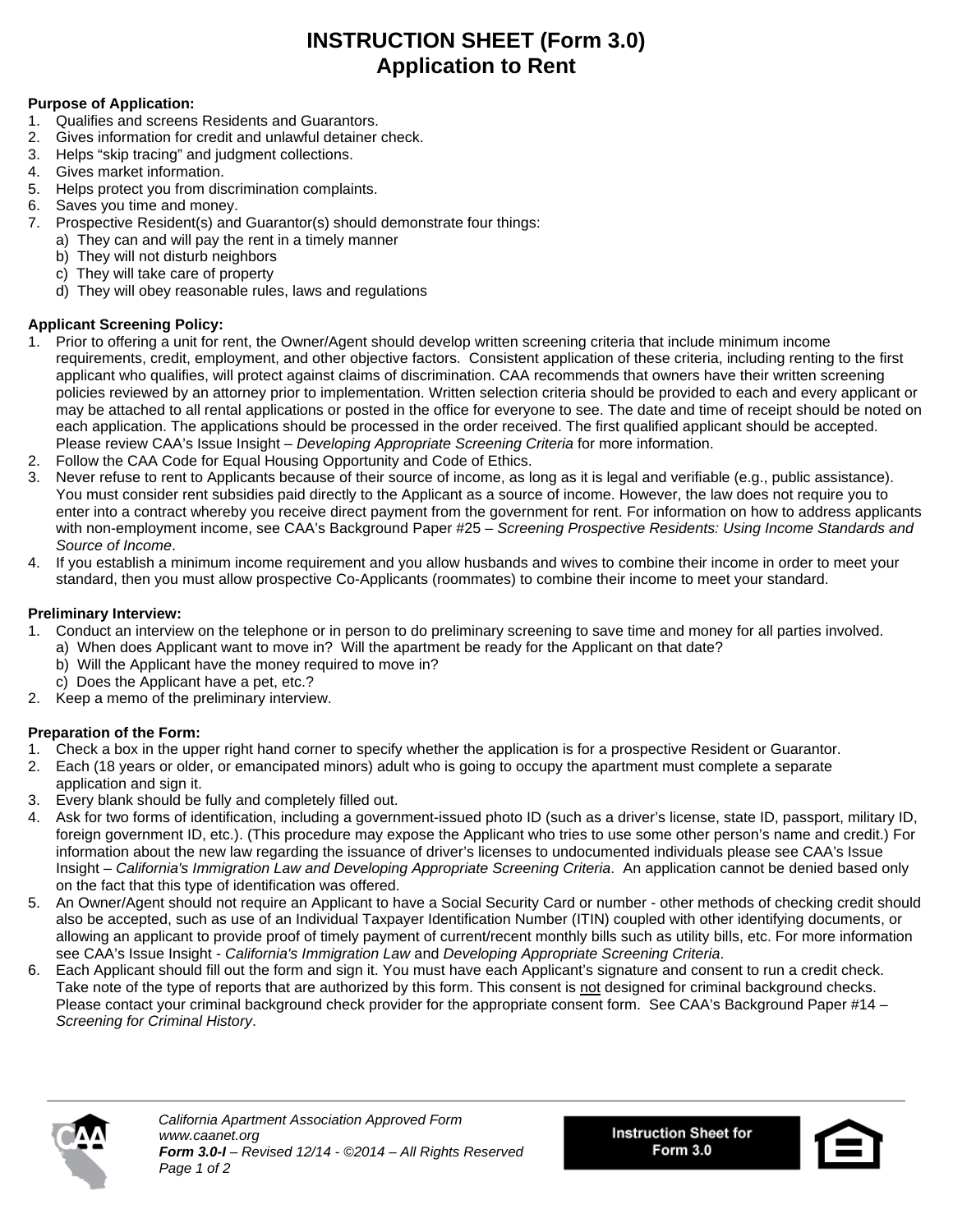# INSTRUCTION SHEET (Form 3.0)
# Application to Rent

**Purpose of Application:**

1. Qualifies and screens Residents and Guarantors.
2. Gives information for credit and unlawful detainer check.
3. Helps "skip tracing" and judgment collections.
4. Gives market information.
5. Helps protect you from discrimination complaints.
6. Saves you time and money.
7. Prospective Resident(s) and Guarantor(s) should demonstrate four things:
   a) They can and will pay the rent in a timely manner
   b) They will not disturb neighbors
   c) They will take care of property
   d) They will obey reasonable rules, laws and regulations

**Applicant Screening Policy:**

1. Prior to offering a unit for rent, the Owner/Agent should develop written screening criteria that include minimum income requirements, credit, employment, and other objective factors. Consistent application of these criteria, including renting to the first applicant who qualifies, will protect against claims of discrimination. CAA recommends that owners have their written screening policies reviewed by an attorney prior to implementation. Written selection criteria should be provided to each and every applicant or may be attached to all rental applications or posted in the office for everyone to see. The date and time of receipt should be noted on each application. The applications should be processed in the order received. The first qualified applicant should be accepted. Please review CAA's Issue Insight – *Developing Appropriate Screening Criteria* for more information.
2. Follow the CAA Code for Equal Housing Opportunity and Code of Ethics.
3. Never refuse to rent to Applicants because of their source of income, as long as it is legal and verifiable (e.g., public assistance). You must consider rent subsidies paid directly to the Applicant as a source of income. However, the law does not require you to enter into a contract whereby you receive direct payment from the government for rent. For information on how to address applicants with non-employment income, see CAA's Background Paper #25 – *Screening Prospective Residents: Using Income Standards and Source of Income*.
4. If you establish a minimum income requirement and you allow husbands and wives to combine their income in order to meet your standard, then you must allow prospective Co-Applicants (roommates) to combine their income to meet your standard.

**Preliminary Interview:**

1. Conduct an interview on the telephone or in person to do preliminary screening to save time and money for all parties involved.
   a) When does Applicant want to move in? Will the apartment be ready for the Applicant on that date?
   b) Will the Applicant have the money required to move in?
   c) Does the Applicant have a pet, etc.?
2. Keep a memo of the preliminary interview.

**Preparation of the Form:**

1. Check a box in the upper right hand corner to specify whether the application is for a prospective Resident or Guarantor.
2. Each (18 years or older, or emancipated minors) adult who is going to occupy the apartment must complete a separate application and sign it.
3. Every blank should be fully and completely filled out.
4. Ask for two forms of identification, including a government-issued photo ID (such as a driver's license, state ID, passport, military ID, foreign government ID, etc.). (This procedure may expose the Applicant who tries to use some other person's name and credit.) For information about the new law regarding the issuance of driver's licenses to undocumented individuals please see CAA's Issue Insight – *California's Immigration Law and Developing Appropriate Screening Criteria*. An application cannot be denied based only on the fact that this type of identification was offered.
5. An Owner/Agent should not require an Applicant to have a Social Security Card or number - other methods of checking credit should also be accepted, such as use of an Individual Taxpayer Identification Number (ITIN) coupled with other identifying documents, or allowing an applicant to provide proof of timely payment of current/recent monthly bills such as utility bills, etc. For more information see CAA's Issue Insight - *California's Immigration Law* and *Developing Appropriate Screening Criteria*.
6. Each Applicant should fill out the form and sign it. You must have each Applicant's signature and consent to run a credit check. Take note of the type of reports that are authorized by this form. This consent is not designed for criminal background checks. Please contact your criminal background check provider for the appropriate consent form. See CAA's Background Paper #14 – *Screening for Criminal History*.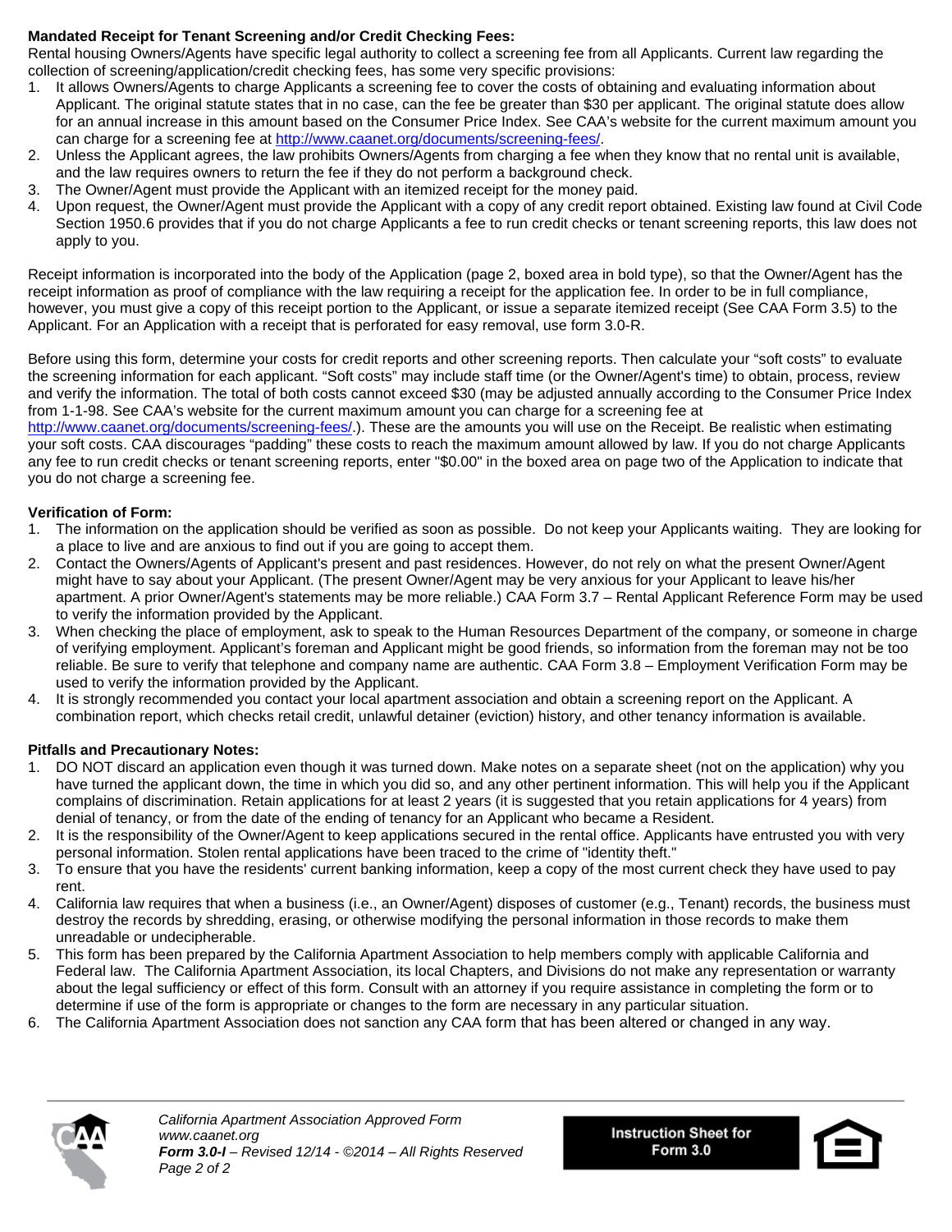**Mandated Receipt for Tenant Screening and/or Credit Checking Fees:**

Rental housing Owners/Agents have specific legal authority to collect a screening fee from all Applicants. Current law regarding the collection of screening/application/credit checking fees, has some very specific provisions:

1. It allows Owners/Agents to charge Applicants a screening fee to cover the costs of obtaining and evaluating information about Applicant. The original statute states that in no case, can the fee be greater than $30 per applicant. The original statute does allow for an annual increase in this amount based on the Consumer Price Index. See CAA's website for the current maximum amount you can charge for a screening fee at http://www.caanet.org/documents/screening-fees/.
2. Unless the Applicant agrees, the law prohibits Owners/Agents from charging a fee when they know that no rental unit is available, and the law requires owners to return the fee if they do not perform a background check.
3. The Owner/Agent must provide the Applicant with an itemized receipt for the money paid.
4. Upon request, the Owner/Agent must provide the Applicant with a copy of any credit report obtained. Existing law found at Civil Code Section 1950.6 provides that if you do not charge Applicants a fee to run credit checks or tenant screening reports, this law does not apply to you.

Receipt information is incorporated into the body of the Application (page 2, boxed area in bold type), so that the Owner/Agent has the receipt information as proof of compliance with the law requiring a receipt for the application fee. In order to be in full compliance, however, you must give a copy of this receipt portion to the Applicant, or issue a separate itemized receipt (See CAA Form 3.5) to the Applicant. For an Application with a receipt that is perforated for easy removal, use form 3.0-R.

Before using this form, determine your costs for credit reports and other screening reports. Then calculate your "soft costs" to evaluate the screening information for each applicant. "Soft costs" may include staff time (or the Owner/Agent's time) to obtain, process, review and verify the information. The total of both costs cannot exceed $30 (may be adjusted annually according to the Consumer Price Index from 1-1-98. See CAA's website for the current maximum amount you can charge for a screening fee at http://www.caanet.org/documents/screening-fees/.). These are the amounts you will use on the Receipt. Be realistic when estimating your soft costs. CAA discourages "padding" these costs to reach the maximum amount allowed by law. If you do not charge Applicants any fee to run credit checks or tenant screening reports, enter "$0.00" in the boxed area on page two of the Application to indicate that you do not charge a screening fee.

**Verification of Form:**

1. The information on the application should be verified as soon as possible. Do not keep your Applicants waiting. They are looking for a place to live and are anxious to find out if you are going to accept them.
2. Contact the Owners/Agents of Applicant's present and past residences. However, do not rely on what the present Owner/Agent might have to say about your Applicant. (The present Owner/Agent may be very anxious for your Applicant to leave his/her apartment. A prior Owner/Agent's statements may be more reliable.) CAA Form 3.7 – Rental Applicant Reference Form may be used to verify the information provided by the Applicant.
3. When checking the place of employment, ask to speak to the Human Resources Department of the company, or someone in charge of verifying employment. Applicant's foreman and Applicant might be good friends, so information from the foreman may not be too reliable. Be sure to verify that telephone and company name are authentic. CAA Form 3.8 – Employment Verification Form may be used to verify the information provided by the Applicant.
4. It is strongly recommended you contact your local apartment association and obtain a screening report on the Applicant. A combination report, which checks retail credit, unlawful detainer (eviction) history, and other tenancy information is available.

**Pitfalls and Precautionary Notes:**

1. DO NOT discard an application even though it was turned down. Make notes on a separate sheet (not on the application) why you have turned the applicant down, the time in which you did so, and any other pertinent information. This will help you if the Applicant complains of discrimination. Retain applications for at least 2 years (it is suggested that you retain applications for 4 years) from denial of tenancy, or from the date of the ending of tenancy for an Applicant who became a Resident.
2. It is the responsibility of the Owner/Agent to keep applications secured in the rental office. Applicants have entrusted you with very personal information. Stolen rental applications have been traced to the crime of "identity theft."
3. To ensure that you have the residents' current banking information, keep a copy of the most current check they have used to pay rent.
4. California law requires that when a business (i.e., an Owner/Agent) disposes of customer (e.g., Tenant) records, the business must destroy the records by shredding, erasing, or otherwise modifying the personal information in those records to make them unreadable or undecipherable.
5. This form has been prepared by the California Apartment Association to help members comply with applicable California and Federal law. The California Apartment Association, its local Chapters, and Divisions do not make any representation or warranty about the legal sufficiency or effect of this form. Consult with an attorney if you require assistance in completing the form or to determine if use of the form is appropriate or changes to the form are necessary in any particular situation.
6. The California Apartment Association does not sanction any CAA form that has been altered or changed in any way.

*California Apartment Association Approved Form*
*www.caanet.org*
***Form 3.0-I** – Revised 12/14 - ©2014 – All Rights Reserved*

**Instruction Sheet for Form 3.0**